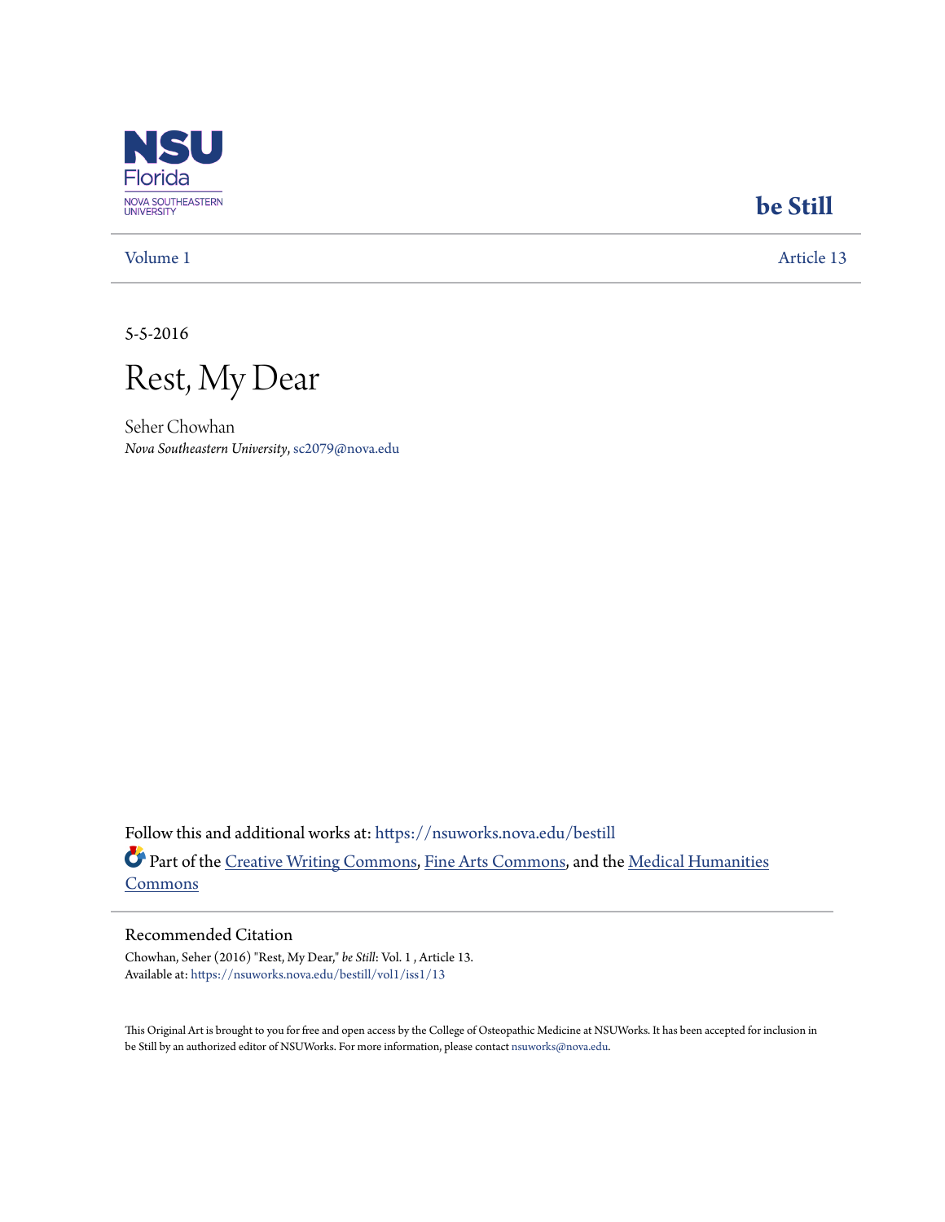NSU Florida
NOVA SOUTHEASTERN UNIVERSITY

**be Still**

Volume 1 | Article 13

5-5-2016

# Rest, My Dear

Seher Chowhan
*Nova Southeastern University*, sc2079@nova.edu

Follow this and additional works at: https://nsuworks.nova.edu/bestill

Part of the Creative Writing Commons, Fine Arts Commons, and the Medical Humanities Commons

## Recommended Citation

Chowhan, Seher (2016) "Rest, My Dear," *be Still*: Vol. 1 , Article 13.
Available at: https://nsuworks.nova.edu/bestill/vol1/iss1/13

This Original Art is brought to you for free and open access by the College of Osteopathic Medicine at NSUWorks. It has been accepted for inclusion in be Still by an authorized editor of NSUWorks. For more information, please contact nsuworks@nova.edu.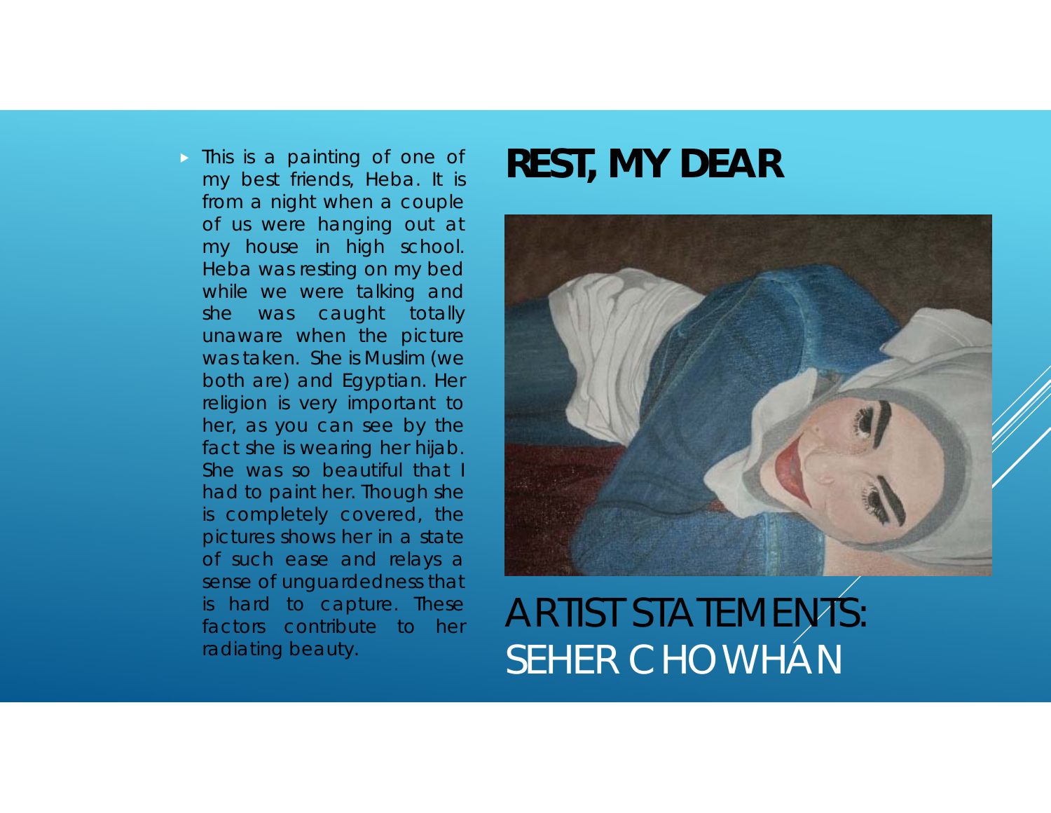# REST, MY DEAR

- This is a painting of one of my best friends, Heba. It is from a night when a couple of us were hanging out at my house in high school. Heba was resting on my bed while we were talking and she was caught totally unaware when the picture was taken. She is Muslim (we both are) and Egyptian. Her religion is very important to her, as you can see by the fact she is wearing her hijab. She was so beautiful that I had to paint her. Though she is completely covered, the pictures shows her in a state of such ease and relays a sense of unguardedness that is hard to capture. These factors contribute to her radiating beauty.

ARTIST STATEMENTS: SEHER CHOWHAN